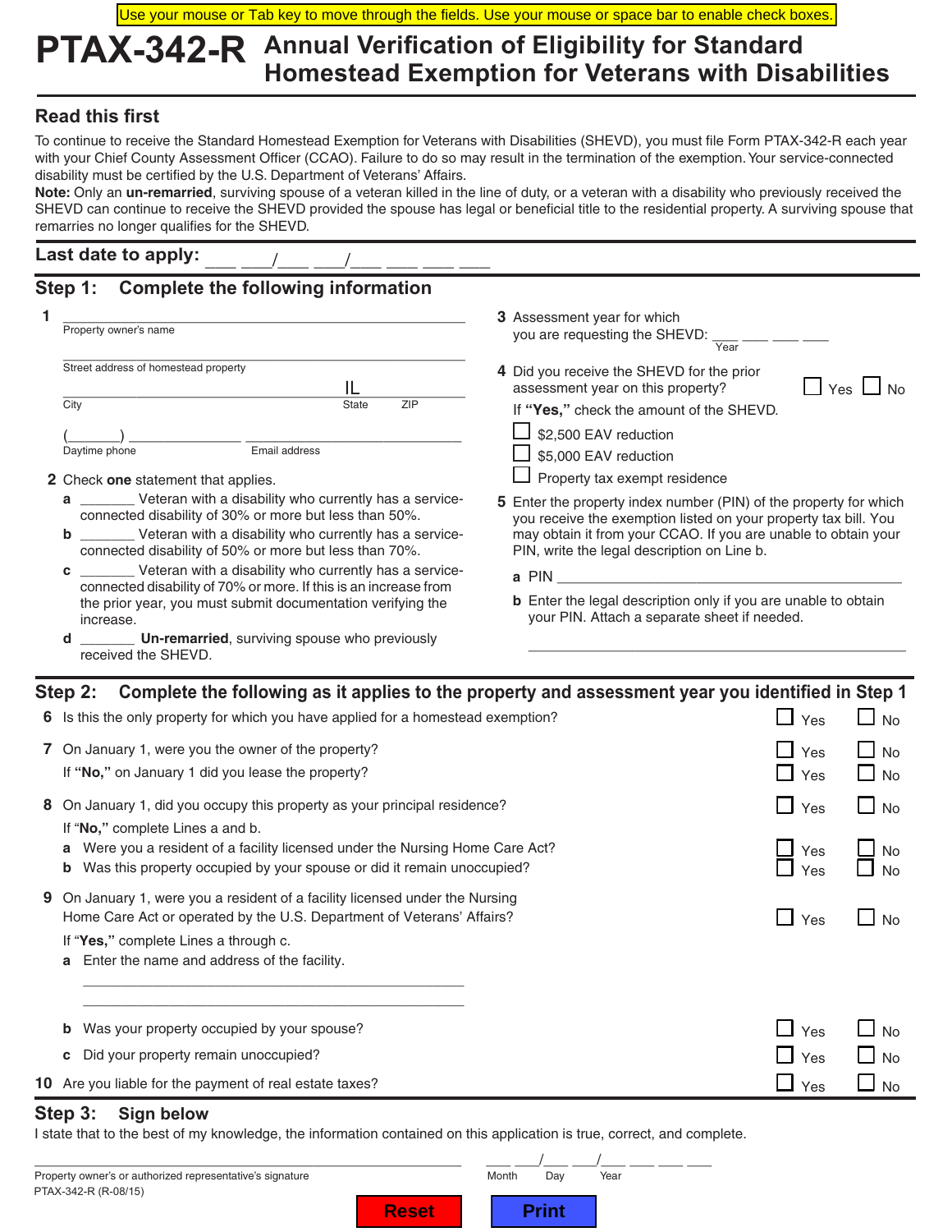Use your mouse or Tab key to move through the fields. Use your mouse or space bar to enable check boxes.

# PTAX-342-R Annual Verification of Eligibility for Standard Homestead Exemption for Veterans with Disabilities

## Read this first

To continue to receive the Standard Homestead Exemption for Veterans with Disabilities (SHEVD), you must file Form PTAX-342-R each year with your Chief County Assessment Officer (CCAO). Failure to do so may result in the termination of the exemption. Your service-connected disability must be certified by the U.S. Department of Veterans' Affairs.

**Note:** Only an **un-remarried**, surviving spouse of a veteran killed in the line of duty, or a veteran with a disability who previously received the SHEVD can continue to receive the SHEVD provided the spouse has legal or beneficial title to the residential property. A surviving spouse that remarries no longer qualifies for the SHEVD.

**Last date to apply:** ___ ___/___ ___/___ ___ ___ ___

## Step 1: Complete the following information

**1** ____________________________________________
Property owner's name

____________________________________________
Street address of homestead property

____________________________ IL ____________
City State ZIP

(_______) ______________ ______________________
Daytime phone Email address

**2** Check **one** statement that applies.

- **a** _______ Veteran with a disability who currently has a service-connected disability of 30% or more but less than 50%.
- **b** _______ Veteran with a disability who currently has a service-connected disability of 50% or more but less than 70%.
- **c** _______ Veteran with a disability who currently has a service-connected disability of 70% or more. If this is an increase from the prior year, you must submit documentation verifying the increase.
- **d** _______ **Un-remarried**, surviving spouse who previously received the SHEVD.

**3** Assessment year for which you are requesting the SHEVD: ___ ___ ___ ___
Year

**4** Did you receive the SHEVD for the prior assessment year on this property? ☐ Yes ☐ No

If **"Yes,"** check the amount of the SHEVD.

- ☐ $2,500 EAV reduction
- ☐ $5,000 EAV reduction
- ☐ Property tax exempt residence

**5** Enter the property index number (PIN) of the property for which you receive the exemption listed on your property tax bill. You may obtain it from your CCAO. If you are unable to obtain your PIN, write the legal description on Line b.

- **a** PIN ____________________________________________
- **b** Enter the legal description only if you are unable to obtain your PIN. Attach a separate sheet if needed.

____________________________________________

## Step 2: Complete the following as it applies to the property and assessment year you identified in Step 1

**6** Is this the only property for which you have applied for a homestead exemption? ☐ Yes ☐ No

**7** On January 1, were you the owner of the property? ☐ Yes ☐ No

If **"No,"** on January 1 did you lease the property? ☐ Yes ☐ No

**8** On January 1, did you occupy this property as your principal residence? ☐ Yes ☐ No

If "**No,**" complete Lines a and b.

- **a** Were you a resident of a facility licensed under the Nursing Home Care Act? ☐ Yes ☐ No
- **b** Was this property occupied by your spouse or did it remain unoccupied? ☐ Yes ☐ No

**9** On January 1, were you a resident of a facility licensed under the Nursing Home Care Act or operated by the U.S. Department of Veterans' Affairs? ☐ Yes ☐ No

If "**Yes,**" complete Lines a through c.

- **a** Enter the name and address of the facility.

  ____________________________________________

  ____________________________________________

- **b** Was your property occupied by your spouse? ☐ Yes ☐ No
- **c** Did your property remain unoccupied? ☐ Yes ☐ No

**10** Are you liable for the payment of real estate taxes? ☐ Yes ☐ No

## Step 3: Sign below

I state that to the best of my knowledge, the information contained on this application is true, correct, and complete.

____________________________________________ ___ ___/___ ___/___ ___ ___ ___
Property owner's or authorized representative's signature Month Day Year

PTAX-342-R (R-08/15)

Reset Print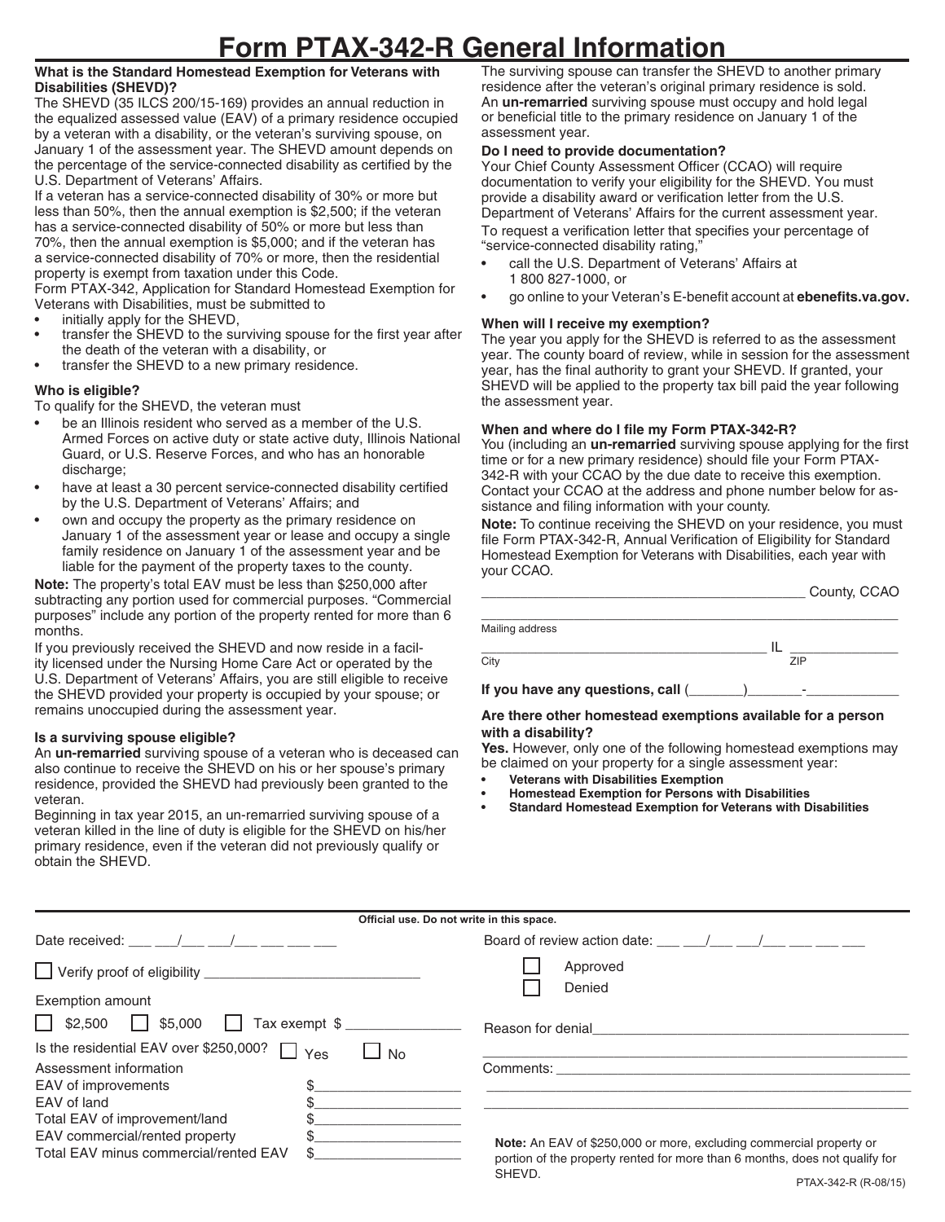# Form PTAX-342-R General Information

**What is the Standard Homestead Exemption for Veterans with Disabilities (SHEVD)?**

The SHEVD (35 ILCS 200/15-169) provides an annual reduction in the equalized assessed value (EAV) of a primary residence occupied by a veteran with a disability, or the veteran's surviving spouse, on January 1 of the assessment year. The SHEVD amount depends on the percentage of the service-connected disability as certified by the U.S. Department of Veterans' Affairs.

If a veteran has a service-connected disability of 30% or more but less than 50%, then the annual exemption is $2,500; if the veteran has a service-connected disability of 50% or more but less than 70%, then the annual exemption is $5,000; and if the veteran has a service-connected disability of 70% or more, then the residential property is exempt from taxation under this Code.

Form PTAX-342, Application for Standard Homestead Exemption for Veterans with Disabilities, must be submitted to

- initially apply for the SHEVD,
- transfer the SHEVD to the surviving spouse for the first year after the death of the veteran with a disability, or
- transfer the SHEVD to a new primary residence.

**Who is eligible?**

To qualify for the SHEVD, the veteran must

- be an Illinois resident who served as a member of the U.S. Armed Forces on active duty or state active duty, Illinois National Guard, or U.S. Reserve Forces, and who has an honorable discharge;
- have at least a 30 percent service-connected disability certified by the U.S. Department of Veterans' Affairs; and
- own and occupy the property as the primary residence on January 1 of the assessment year or lease and occupy a single family residence on January 1 of the assessment year and be liable for the payment of the property taxes to the county.

**Note:** The property's total EAV must be less than $250,000 after subtracting any portion used for commercial purposes. "Commercial purposes" include any portion of the property rented for more than 6 months.

If you previously received the SHEVD and now reside in a facility licensed under the Nursing Home Care Act or operated by the U.S. Department of Veterans' Affairs, you are still eligible to receive the SHEVD provided your property is occupied by your spouse; or remains unoccupied during the assessment year.

**Is a surviving spouse eligible?**

An **un-remarried** surviving spouse of a veteran who is deceased can also continue to receive the SHEVD on his or her spouse's primary residence, provided the SHEVD had previously been granted to the veteran.

Beginning in tax year 2015, an un-remarried surviving spouse of a veteran killed in the line of duty is eligible for the SHEVD on his/her primary residence, even if the veteran did not previously qualify or obtain the SHEVD.

The surviving spouse can transfer the SHEVD to another primary residence after the veteran's original primary residence is sold. An **un-remarried** surviving spouse must occupy and hold legal or beneficial title to the primary residence on January 1 of the assessment year.

**Do I need to provide documentation?**

Your Chief County Assessment Officer (CCAO) will require documentation to verify your eligibility for the SHEVD. You must provide a disability award or verification letter from the U.S. Department of Veterans' Affairs for the current assessment year.

To request a verification letter that specifies your percentage of "service-connected disability rating,"

- call the U.S. Department of Veterans' Affairs at 1 800 827-1000, or
- go online to your Veteran's E-benefit account at **ebenefits.va.gov.**

**When will I receive my exemption?**

The year you apply for the SHEVD is referred to as the assessment year. The county board of review, while in session for the assessment year, has the final authority to grant your SHEVD. If granted, your SHEVD will be applied to the property tax bill paid the year following the assessment year.

**When and where do I file my Form PTAX-342-R?**

You (including an **un-remarried** surviving spouse applying for the first time or for a new primary residence) should file your Form PTAX-342-R with your CCAO by the due date to receive this exemption. Contact your CCAO at the address and phone number below for assistance and filing information with your county.

**Note:** To continue receiving the SHEVD on your residence, you must file Form PTAX-342-R, Annual Verification of Eligibility for Standard Homestead Exemption for Veterans with Disabilities, each year with your CCAO.

_______________________________________ County, CCAO

_______________________________________
Mailing address

_______________________________ IL ____________
City ZIP

**If you have any questions, call** (_______)_______-____________

**Are there other homestead exemptions available for a person with a disability?**

**Yes.** However, only one of the following homestead exemptions may be claimed on your property for a single assessment year:

- **Veterans with Disabilities Exemption**
- **Homestead Exemption for Persons with Disabilities**
- **Standard Homestead Exemption for Veterans with Disabilities**

---

**Official use. Do not write in this space.**

Date received: ___ ___/___ ___/___ ___ ___ ___

☐ Verify proof of eligibility ___________________________

Exemption amount

☐ $2,500 ☐ $5,000 ☐ Tax exempt $ _______________

Is the residential EAV over $250,000? ☐ Yes ☐ No

Assessment information

| | |
|---|---|
| EAV of improvements | $__________________ |
| EAV of land | $__________________ |
| Total EAV of improvement/land | $__________________ |
| EAV commercial/rented property | $__________________ |
| Total EAV minus commercial/rented EAV | $__________________ |

Board of review action date: ___ ___/___ ___/___ ___ ___ ___

☐ Approved
☐ Denied

Reason for denial_______________________________________

_______________________________________________________

Comments: _____________________________________________

_______________________________________________________

_______________________________________________________

**Note:** An EAV of $250,000 or more, excluding commercial property or portion of the property rented for more than 6 months, does not qualify for SHEVD.

PTAX-342-R (R-08/15)